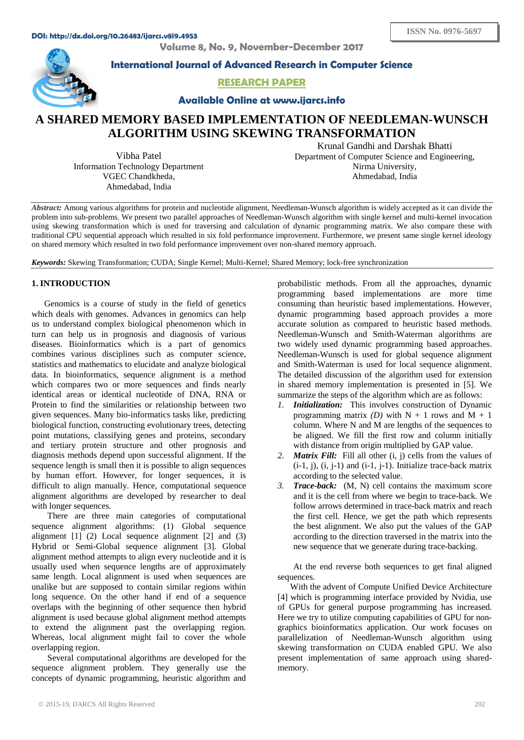# A SHARED MEMORY BASED IMPLEMENTATION OF NEEDLEMAN-WUNSCH ALGORITHM USING SKEWING TRANSFORMATION

Vibha Patel
Information Technology Department
VGEC Chandkheda,
Ahmedabad, India

Krunal Gandhi and Darshak Bhatti
Department of Computer Science and Engineering,
Nirma University,
Ahmedabad, India

***Abstract:*** Among various algorithms for protein and nucleotide alignment, Needleman-Wunsch algorithm is widely accepted as it can divide the problem into sub-problems. We present two parallel approaches of Needleman-Wunsch algorithm with single kernel and multi-kernel invocation using skewing transformation which is used for traversing and calculation of dynamic programming matrix. We also compare these with traditional CPU sequential approach which resulted in six fold performance improvement. Furthermore, we present same single kernel ideology on shared memory which resulted in two fold performance improvement over non-shared memory approach.

***Keywords:*** Skewing Transformation; CUDA; Single Kernel; Multi-Kernel; Shared Memory; lock-free synchronization

## 1. INTRODUCTION

Genomics is a course of study in the field of genetics which deals with genomes. Advances in genomics can help us to understand complex biological phenomenon which in turn can help us in prognosis and diagnosis of various diseases. Bioinformatics which is a part of genomics combines various disciplines such as computer science, statistics and mathematics to elucidate and analyze biological data. In bioinformatics, sequence alignment is a method which compares two or more sequences and finds nearly identical areas or identical nucleotide of DNA, RNA or Protein to find the similarities or relationship between two given sequences. Many bio-informatics tasks like, predicting biological function, constructing evolutionary trees, detecting point mutations, classifying genes and proteins, secondary and tertiary protein structure and other prognosis and diagnosis methods depend upon successful alignment. If the sequence length is small then it is possible to align sequences by human effort. However, for longer sequences, it is difficult to align manually. Hence, computational sequence alignment algorithms are developed by researcher to deal with longer sequences.

There are three main categories of computational sequence alignment algorithms: (1) Global sequence alignment [1] (2) Local sequence alignment [2] and (3) Hybrid or Semi-Global sequence alignment [3]. Global alignment method attempts to align every nucleotide and it is usually used when sequence lengths are of approximately same length. Local alignment is used when sequences are unalike but are supposed to contain similar regions within long sequence. On the other hand if end of a sequence overlaps with the beginning of other sequence then hybrid alignment is used because global alignment method attempts to extend the alignment past the overlapping region. Whereas, local alignment might fail to cover the whole overlapping region.

Several computational algorithms are developed for the sequence alignment problem. They generally use the concepts of dynamic programming, heuristic algorithm and probabilistic methods. From all the approaches, dynamic programming based implementations are more time consuming than heuristic based implementations. However, dynamic programming based approach provides a more accurate solution as compared to heuristic based methods. Needleman-Wunsch and Smith-Waterman algorithms are two widely used dynamic programming based approaches. Needleman-Wunsch is used for global sequence alignment and Smith-Waterman is used for local sequence alignment. The detailed discussion of the algorithm used for extension in shared memory implementation is presented in [5]. We summarize the steps of the algorithm which are as follows:

1. ***Initialization:*** This involves construction of Dynamic programming matrix *(D)* with N + 1 rows and M + 1 column. Where N and M are lengths of the sequences to be aligned. We fill the first row and column initially with distance from origin multiplied by GAP value.
2. ***Matrix Fill:*** Fill all other (i, j) cells from the values of (i-1, j), (i, j-1) and (i-1, j-1). Initialize trace-back matrix according to the selected value.
3. ***Trace-back:*** (M, N) cell contains the maximum score and it is the cell from where we begin to trace-back. We follow arrows determined in trace-back matrix and reach the first cell. Hence, we get the path which represents the best alignment. We also put the values of the GAP according to the direction traversed in the matrix into the new sequence that we generate during trace-backing.

At the end reverse both sequences to get final aligned sequences.

With the advent of Compute Unified Device Architecture [4] which is programming interface provided by Nvidia, use of GPUs for general purpose programming has increased. Here we try to utilize computing capabilities of GPU for non-graphics bioinformatics application. Our work focuses on parallelization of Needleman-Wunsch algorithm using skewing transformation on CUDA enabled GPU. We also present implementation of same approach using shared-memory.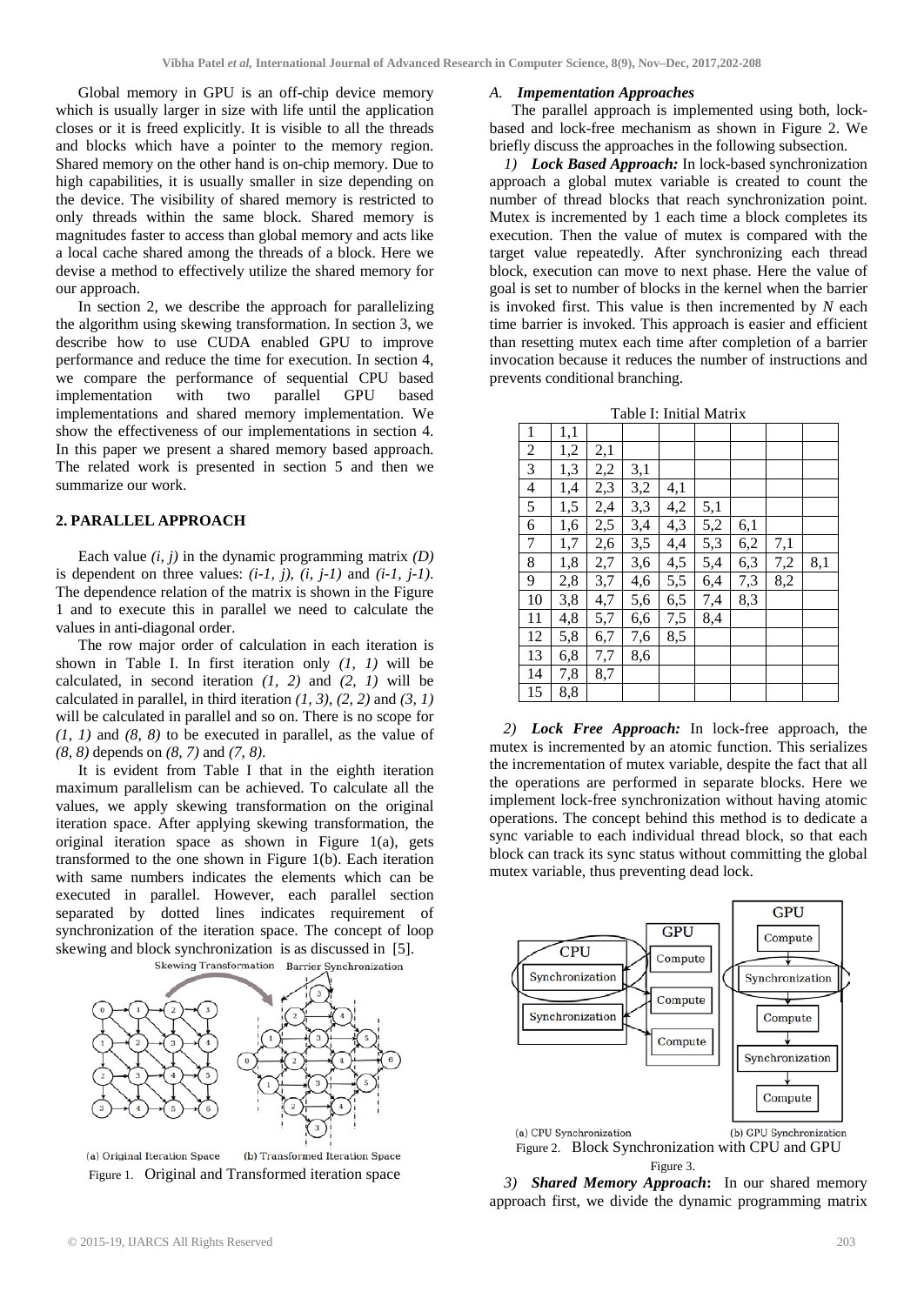Global memory in GPU is an off-chip device memory which is usually larger in size with life until the application closes or it is freed explicitly. It is visible to all the threads and blocks which have a pointer to the memory region. Shared memory on the other hand is on-chip memory. Due to high capabilities, it is usually smaller in size depending on the device. The visibility of shared memory is restricted to only threads within the same block. Shared memory is magnitudes faster to access than global memory and acts like a local cache shared among the threads of a block. Here we devise a method to effectively utilize the shared memory for our approach.

In section 2, we describe the approach for parallelizing the algorithm using skewing transformation. In section 3, we describe how to use CUDA enabled GPU to improve performance and reduce the time for execution. In section 4, we compare the performance of sequential CPU based implementation with two parallel GPU based implementations and shared memory implementation. We show the effectiveness of our implementations in section 4. In this paper we present a shared memory based approach. The related work is presented in section 5 and then we summarize our work.

## 2. PARALLEL APPROACH

Each value $(i, j)$ in the dynamic programming matrix $(D)$ is dependent on three values: $(i\text{-}1, j)$, $(i, j\text{-}1)$ and $(i\text{-}1, j\text{-}1)$. The dependence relation of the matrix is shown in the Figure 1 and to execute this in parallel we need to calculate the values in anti-diagonal order.

The row major order of calculation in each iteration is shown in Table I. In first iteration only $(1, 1)$ will be calculated, in second iteration $(1, 2)$ and $(2, 1)$ will be calculated in parallel, in third iteration $(1, 3)$, $(2, 2)$ and $(3, 1)$ will be calculated in parallel and so on. There is no scope for $(1, 1)$ and $(8, 8)$ to be executed in parallel, as the value of $(8, 8)$ depends on $(8, 7)$ and $(7, 8)$.

It is evident from Table I that in the eighth iteration maximum parallelism can be achieved. To calculate all the values, we apply skewing transformation on the original iteration space. After applying skewing transformation, the original iteration space as shown in Figure 1(a), gets transformed to the one shown in Figure 1(b). Each iteration with same numbers indicates the elements which can be executed in parallel. However, each parallel section separated by dotted lines indicates requirement of synchronization of the iteration space. The concept of loop skewing and block synchronization is as discussed in [5].

(a) Original Iteration Space (b) Transformed Iteration Space

Figure 1. Original and Transformed iteration space

### A. Impementation Approaches

The parallel approach is implemented using both, lock-based and lock-free mechanism as shown in Figure 2. We briefly discuss the approaches in the following subsection.

*1) **Lock Based Approach:*** In lock-based synchronization approach a global mutex variable is created to count the number of thread blocks that reach synchronization point. Mutex is incremented by 1 each time a block completes its execution. Then the value of mutex is compared with the target value repeatedly. After synchronizing each thread block, execution can move to next phase. Here the value of goal is set to number of blocks in the kernel when the barrier is invoked first. This value is then incremented by $N$ each time barrier is invoked. This approach is easier and efficient than resetting mutex each time after completion of a barrier invocation because it reduces the number of instructions and prevents conditional branching.

Table I: Initial Matrix

| | | | | | | | | |
|---|---|---|---|---|---|---|---|---|
| 1 | 1,1 | | | | | | | |
| 2 | 1,2 | 2,1 | | | | | | |
| 3 | 1,3 | 2,2 | 3,1 | | | | | |
| 4 | 1,4 | 2,3 | 3,2 | 4,1 | | | | |
| 5 | 1,5 | 2,4 | 3,3 | 4,2 | 5,1 | | | |
| 6 | 1,6 | 2,5 | 3,4 | 4,3 | 5,2 | 6,1 | | |
| 7 | 1,7 | 2,6 | 3,5 | 4,4 | 5,3 | 6,2 | 7,1 | |
| 8 | 1,8 | 2,7 | 3,6 | 4,5 | 5,4 | 6,3 | 7,2 | 8,1 |
| 9 | 2,8 | 3,7 | 4,6 | 5,5 | 6,4 | 7,3 | 8,2 | |
| 10 | 3,8 | 4,7 | 5,6 | 6,5 | 7,4 | 8,3 | | |
| 11 | 4,8 | 5,7 | 6,6 | 7,5 | 8,4 | | | |
| 12 | 5,8 | 6,7 | 7,6 | 8,5 | | | | |
| 13 | 6,8 | 7,7 | 8,6 | | | | | |
| 14 | 7,8 | 8,7 | | | | | | |
| 15 | 8,8 | | | | | | | |

*2) **Lock Free Approach:*** In lock-free approach, the mutex is incremented by an atomic function. This serializes the incrementation of mutex variable, despite the fact that all the operations are performed in separate blocks. Here we implement lock-free synchronization without having atomic operations. The concept behind this method is to dedicate a sync variable to each individual thread block, so that each block can track its sync status without committing the global mutex variable, thus preventing dead lock.

(a) CPU Synchronization (b) GPU Synchronization

Figure 2. Block Synchronization with CPU and GPU

Figure 3.

*3) **Shared Memory Approach**:* In our shared memory approach first, we divide the dynamic programming matrix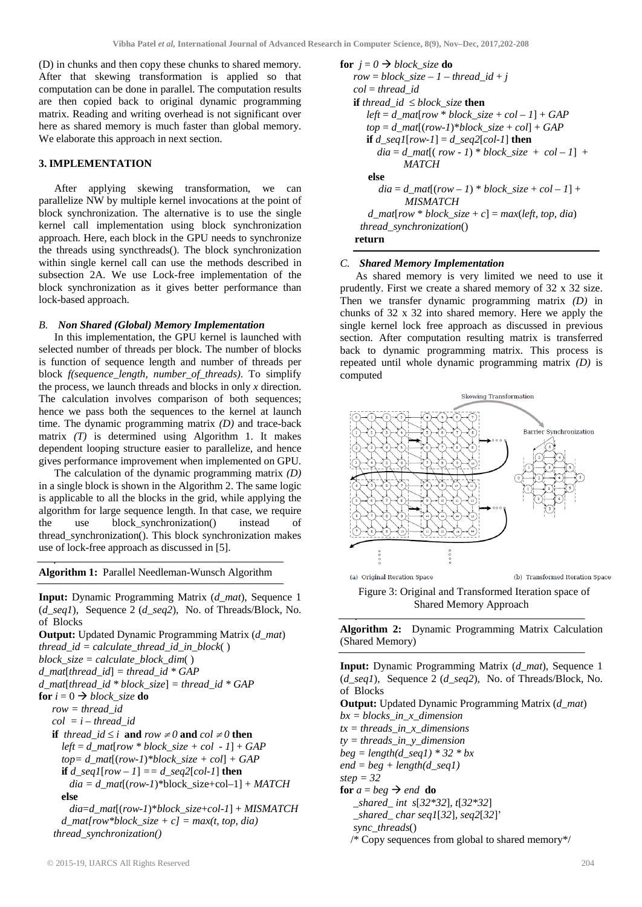(D) in chunks and then copy these chunks to shared memory. After that skewing transformation is applied so that computation can be done in parallel. The computation results are then copied back to original dynamic programming matrix. Reading and writing overhead is not significant over here as shared memory is much faster than global memory. We elaborate this approach in next section.

## 3. IMPLEMENTATION

After applying skewing transformation, we can parallelize NW by multiple kernel invocations at the point of block synchronization. The alternative is to use the single kernel call implementation using block synchronization approach. Here, each block in the GPU needs to synchronize the threads using syncthreads(). The block synchronization within single kernel call can use the methods described in subsection 2A. We use Lock-free implementation of the block synchronization as it gives better performance than lock-based approach.

### *B. Non Shared (Global) Memory Implementation*

In this implementation, the GPU kernel is launched with selected number of threads per block. The number of blocks is function of sequence length and number of threads per block *f(sequence_length, number_of_threads)*. To simplify the process, we launch threads and blocks in only *x* direction. The calculation involves comparison of both sequences; hence we pass both the sequences to the kernel at launch time. The dynamic programming matrix *(D)* and trace-back matrix *(T)* is determined using Algorithm 1. It makes dependent looping structure easier to parallelize, and hence gives performance improvement when implemented on GPU.

The calculation of the dynamic programming matrix *(D)* in a single block is shown in the Algorithm 2. The same logic is applicable to all the blocks in the grid, while applying the algorithm for large sequence length. In that case, we require the use block_synchronization() instead of thread_synchronization(). This block synchronization makes use of lock-free approach as discussed in [5].

**Algorithm 1:** Parallel Needleman-Wunsch Algorithm

**Input:** Dynamic Programming Matrix (*d_mat*), Sequence 1 (*d_seq1*), Sequence 2 (*d_seq2*), No. of Threads/Block, No. of Blocks
**Output:** Updated Dynamic Programming Matrix (*d_mat*)

```
thread_id = calculate_thread_id_in_block( )
block_size = calculate_block_dim( )
d_mat[thread_id] = thread_id * GAP
d_mat[thread_id * block_size] = thread_id * GAP
for i = 0 → block_size do
   row = thread_id
   col = i – thread_id
   if thread_id ≤ i and row ≠ 0 and col ≠ 0 then
      left = d_mat[row * block_size + col - 1] + GAP
      top= d_mat[(row-1)*block_size + col] + GAP
      if d_seq1[row – 1] == d_seq2[col-1] then
         dia = d_mat[(row-1)*block_size+col–1] + MATCH
      else
         dia=d_mat[(row-1)*block_size+col-1] + MISMATCH
      d_mat[row*block_size + c] = max(t, top, dia)
   thread_synchronization()
for j = 0 → block_size do
   row = block_size – 1 – thread_id + j
   col = thread_id
   if thread_id ≤ block_size then
      left = d_mat[row * block_size + col – 1] + GAP
      top = d_mat[(row-1)*block_size + col] + GAP
      if d_seq1[row-1] = d_seq2[col-1] then
         dia = d_mat[( row - 1) * block_size + col – 1] +
               MATCH
      else
         dia = d_mat[(row – 1) * block_size + col – 1] +
               MISMATCH
      d_mat[row * block_size + c] = max(left, top, dia)
   thread_synchronization()
return
```

### *C. Shared Memory Implementation*

As shared memory is very limited we need to use it prudently. First we create a shared memory of 32 x 32 size. Then we transfer dynamic programming matrix *(D)* in chunks of 32 x 32 into shared memory. Here we apply the single kernel lock free approach as discussed in previous section. After computation resulting matrix is transferred back to dynamic programming matrix. This process is repeated until whole dynamic programming matrix *(D)* is computed

Figure 3: Original and Transformed Iteration space of Shared Memory Approach

**Algorithm 2:** Dynamic Programming Matrix Calculation (Shared Memory)

**Input:** Dynamic Programming Matrix (*d_mat*), Sequence 1 (*d_seq1*), Sequence 2 (*d_seq2*), No. of Threads/Block, No. of Blocks
**Output:** Updated Dynamic Programming Matrix (*d_mat*)

```
bx = blocks_in_x_dimension
tx = threads_in_x_dimensions
ty = threads_in_y_dimension
beg = length(d_seq1) * 32 * bx
end = beg + length(d_seq1)
step = 32
for a = beg → end do
   _shared_ int s[32*32], t[32*32]
   _shared_ char seq1[32], seq2[32]'
   sync_threads()
   /* Copy sequences from global to shared memory*/
```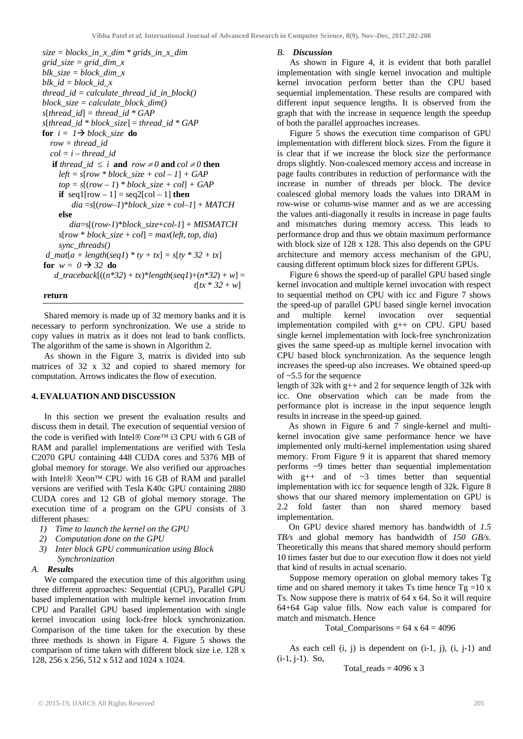```
size = blocks_in_x_dim * grids_in_x_dim
grid_size = grid_dim_x
blk_size = block_dim_x
blk_id = block_id_x
thread_id = calculate_thread_id_in_block()
block_size = calculate_block_dim()
s[thread_id] = thread_id * GAP
s[thread_id * block_size] = thread_id * GAP
for i = 1 → block_size do
   row = thread_id
   col = i – thread_id
   if thread_id ≤ i and row ≠ 0 and col ≠ 0 then
      left = s[row * block_size + col – 1] + GAP
      top = s[(row – 1) * block_size + col] + GAP
      if seq1[row – 1] = seq2[col – 1] then
          dia = s[(row–1)*block_size + col–1] + MATCH
      else
          dia = s[(row-1)*block_size+col-1] + MISMATCH
      s[row * block_size + col] = max(left, top, dia)
      sync_threads()
 d_mat[a + length(seq1) * ty + tx] = s[ty * 32 + tx]
for w = 0 → 32 do
   d_traceback[((n*32) + tx)*length(seq1)+(n*32) + w] =
                                          t[tx * 32 + w]
return
```

Shared memory is made up of 32 memory banks and it is necessary to perform synchronization. We use a stride to copy values in matrix as it does not lead to bank conflicts. The algorithm of the same is shown in Algorithm 2.

As shown in the Figure 3, matrix is divided into sub matrices of 32 x 32 and copied to shared memory for computation. Arrows indicates the flow of execution.

## 4. EVALUATION AND DISCUSSION

In this section we present the evaluation results and discuss them in detail. The execution of sequential version of the code is verified with Intel® Core™ i3 CPU with 6 GB of RAM and parallel implementations are verified with Tesla C2070 GPU containing 448 CUDA cores and 5376 MB of global memory for storage. We also verified our approaches with Intel® Xeon™ CPU with 16 GB of RAM and parallel versions are verified with Tesla K40c GPU containing 2880 CUDA cores and 12 GB of global memory storage. The execution time of a program on the GPU consists of 3 different phases:

1) *Time to launch the kernel on the GPU*
2) *Computation done on the GPU*
3) *Inter block GPU communication using Block Synchronization*

### A. *Results*

We compared the execution time of this algorithm using three different approaches: Sequential (CPU), Parallel GPU based implementation with multiple kernel invocation from CPU and Parallel GPU based implementation with single kernel invocation using lock-free block synchronization. Comparison of the time taken for the execution by these three methods is shown in Figure 4. Figure 5 shows the comparison of time taken with different block size i.e. 128 x 128, 256 x 256, 512 x 512 and 1024 x 1024.

### B. *Discussion*

As shown in Figure 4, it is evident that both parallel implementation with single kernel invocation and multiple kernel invocation perform better than the CPU based sequential implementation. These results are compared with different input sequence lengths. It is observed from the graph that with the increase in sequence length the speedup of both the parallel approaches increases.

Figure 5 shows the execution time comparison of GPU implementation with different block sizes. From the figure it is clear that if we increase the block size the performance drops slightly. Non-coalesced memory access and increase in page faults contributes in reduction of performance with the increase in number of threads per block. The device coalesced global memory loads the values into DRAM in row-wise or column-wise manner and as we are accessing the values anti-diagonally it results in increase in page faults and mismatches during memory access. This leads to performance drop and thus we obtain maximum performance with block size of 128 x 128. This also depends on the GPU architecture and memory access mechanism of the GPU, causing different optimum block sizes for different GPUs.

Figure 6 shows the speed-up of parallel GPU based single kernel invocation and multiple kernel invocation with respect to sequential method on CPU with icc and Figure 7 shows the speed-up of parallel GPU based single kernel invocation and multiple kernel invocation over sequential implementation compiled with g++ on CPU. GPU based single kernel implementation with lock-free synchronization gives the same speed-up as multiple kernel invocation with CPU based block synchronization. As the sequence length increases the speed-up also increases. We obtained speed-up of ~5.5 for the sequence length of 32k with g++ and 2 for sequence length of 32k with icc. One observation which can be made from the performance plot is increase in the input sequence length results in increase in the speed-up gained.

As shown in Figure 6 and 7 single-kernel and multi-kernel invocation give same performance hence we have implemented only multi-kernel implementation using shared memory. From Figure 9 it is apparent that shared memory performs ~9 times better than sequential implementation with g++ and of ~3 times better than sequential implementation with icc for sequence length of 32k. Figure 8 shows that our shared memory implementation on GPU is 2.2 fold faster than non shared memory based implementation.

On GPU device shared memory has bandwidth of *1.5 TB/s* and global memory has bandwidth of *150 GB/s*. Theoretically this means that shared memory should perform 10 times faster but due to our execution flow it does not yield that kind of results in actual scenario.

Suppose memory operation on global memory takes Tg time and on shared memory it takes Ts time hence Tg =10 x Ts. Now suppose there is matrix of 64 x 64. So it will require 64+64 Gap value fills. Now each value is compared for match and mismatch. Hence

Total_Comparisons = 64 x 64 = 4096

As each cell (i, j) is dependent on (i-1, j), (i, j-1) and (i-1, j-1). So,

Total_reads = 4096 x 3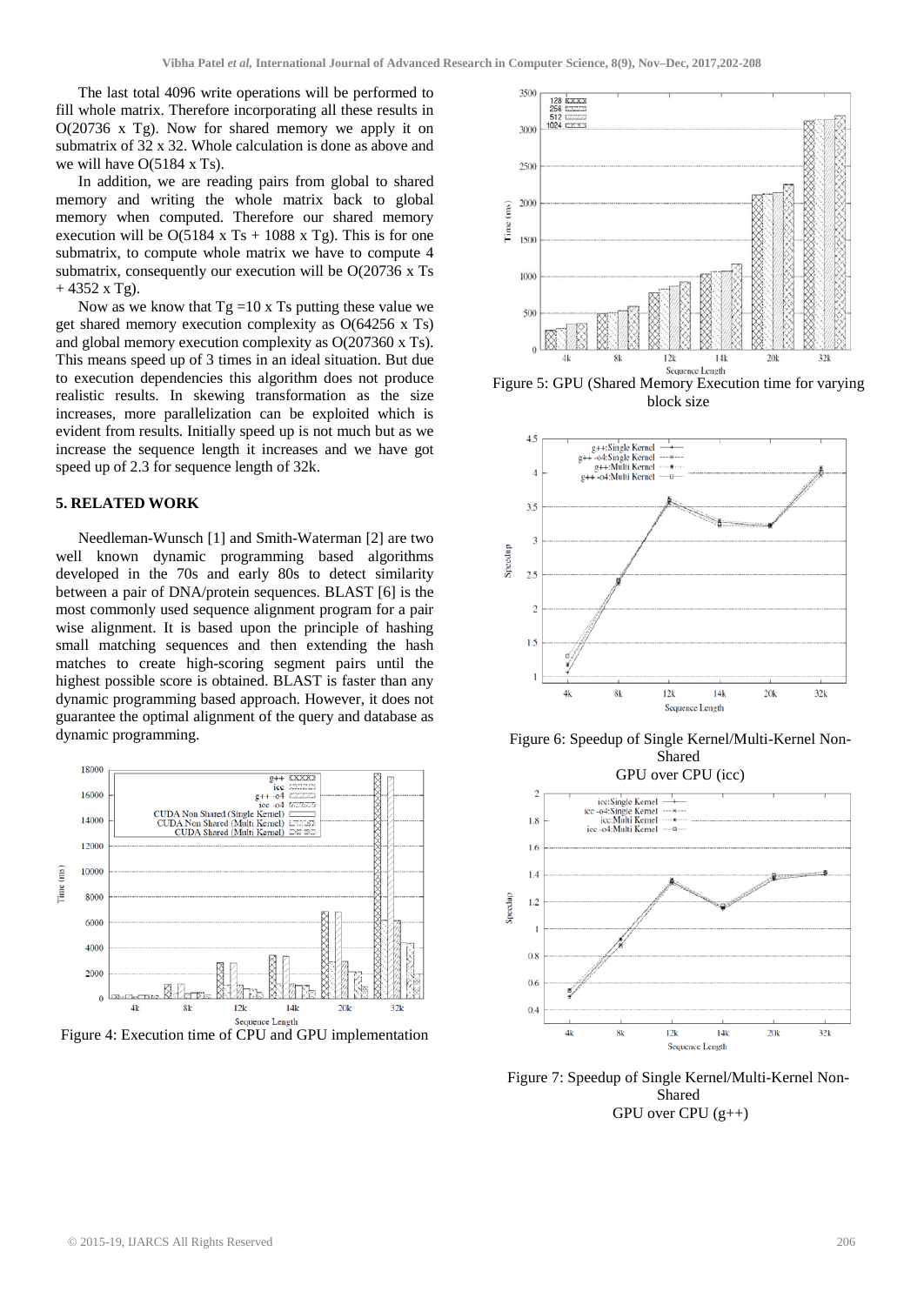The last total 4096 write operations will be performed to fill whole matrix. Therefore incorporating all these results in O(20736 x Tg). Now for shared memory we apply it on submatrix of 32 x 32. Whole calculation is done as above and we will have O(5184 x Ts).

In addition, we are reading pairs from global to shared memory and writing the whole matrix back to global memory when computed. Therefore our shared memory execution will be O(5184 x Ts + 1088 x Tg). This is for one submatrix, to compute whole matrix we have to compute 4 submatrix, consequently our execution will be O(20736 x Ts + 4352 x Tg).

Now as we know that Tg =10 x Ts putting these value we get shared memory execution complexity as O(64256 x Ts) and global memory execution complexity as O(207360 x Ts). This means speed up of 3 times in an ideal situation. But due to execution dependencies this algorithm does not produce realistic results. In skewing transformation as the size increases, more parallelization can be exploited which is evident from results. Initially speed up is not much but as we increase the sequence length it increases and we have got speed up of 2.3 for sequence length of 32k.

## 5. RELATED WORK

Needleman-Wunsch [1] and Smith-Waterman [2] are two well known dynamic programming based algorithms developed in the 70s and early 80s to detect similarity between a pair of DNA/protein sequences. BLAST [6] is the most commonly used sequence alignment program for a pair wise alignment. It is based upon the principle of hashing small matching sequences and then extending the hash matches to create high-scoring segment pairs until the highest possible score is obtained. BLAST is faster than any dynamic programming based approach. However, it does not guarantee the optimal alignment of the query and database as dynamic programming.

Figure 4: Execution time of CPU and GPU implementation

Figure 5: GPU (Shared Memory Execution time for varying block size

Figure 6: Speedup of Single Kernel/Multi-Kernel Non-Shared GPU over CPU (icc)

Figure 7: Speedup of Single Kernel/Multi-Kernel Non-Shared GPU over CPU (g++)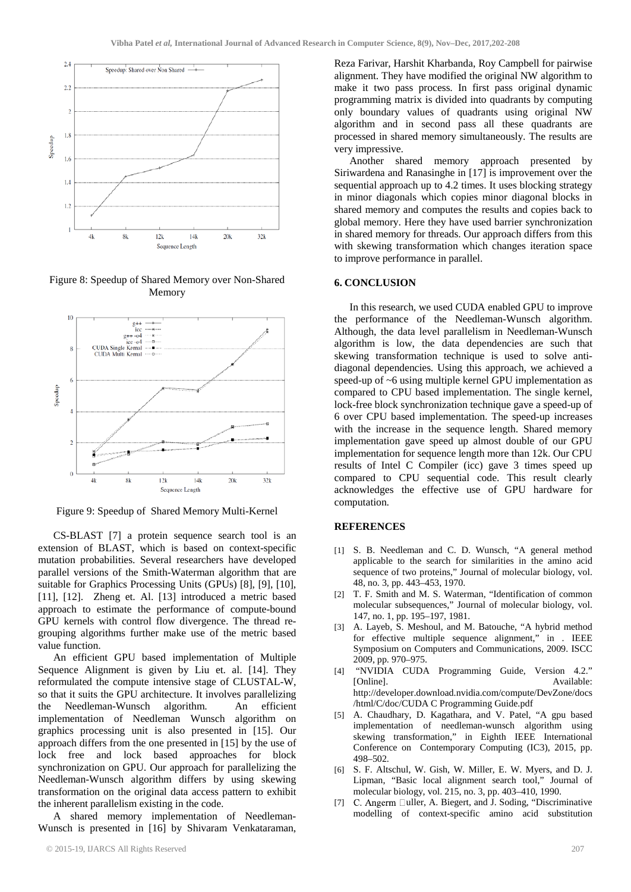Figure 8: Speedup of Shared Memory over Non-Shared Memory

Figure 9: Speedup of Shared Memory Multi-Kernel

CS-BLAST [7] a protein sequence search tool is an extension of BLAST, which is based on context-specific mutation probabilities. Several researchers have developed parallel versions of the Smith-Waterman algorithm that are suitable for Graphics Processing Units (GPUs) [8], [9], [10], [11], [12]. Zheng et. Al. [13] introduced a metric based approach to estimate the performance of compute-bound GPU kernels with control flow divergence. The thread re-grouping algorithms further make use of the metric based value function.

An efficient GPU based implementation of Multiple Sequence Alignment is given by Liu et. al. [14]. They reformulated the compute intensive stage of CLUSTAL-W, so that it suits the GPU architecture. It involves parallelizing the Needleman-Wunsch algorithm. An efficient implementation of Needleman Wunsch algorithm on graphics processing unit is also presented in [15]. Our approach differs from the one presented in [15] by the use of lock free and lock based approaches for block synchronization on GPU. Our approach for parallelizing the Needleman-Wunsch algorithm differs by using skewing transformation on the original data access pattern to exhibit the inherent parallelism existing in the code.

A shared memory implementation of Needleman-Wunsch is presented in [16] by Shivaram Venkataraman, Reza Farivar, Harshit Kharbanda, Roy Campbell for pairwise alignment. They have modified the original NW algorithm to make it two pass process. In first pass original dynamic programming matrix is divided into quadrants by computing only boundary values of quadrants using original NW algorithm and in second pass all these quadrants are processed in shared memory simultaneously. The results are very impressive.

Another shared memory approach presented by Siriwardena and Ranasinghe in [17] is improvement over the sequential approach up to 4.2 times. It uses blocking strategy in minor diagonals which copies minor diagonal blocks in shared memory and computes the results and copies back to global memory. Here they have used barrier synchronization in shared memory for threads. Our approach differs from this with skewing transformation which changes iteration space to improve performance in parallel.

## 6. CONCLUSION

In this research, we used CUDA enabled GPU to improve the performance of the Needleman-Wunsch algorithm. Although, the data level parallelism in Needleman-Wunsch algorithm is low, the data dependencies are such that skewing transformation technique is used to solve anti-diagonal dependencies. Using this approach, we achieved a speed-up of ~6 using multiple kernel GPU implementation as compared to CPU based implementation. The single kernel, lock-free block synchronization technique gave a speed-up of 6 over CPU based implementation. The speed-up increases with the increase in the sequence length. Shared memory implementation gave speed up almost double of our GPU implementation for sequence length more than 12k. Our CPU results of Intel C Compiler (icc) gave 3 times speed up compared to CPU sequential code. This result clearly acknowledges the effective use of GPU hardware for computation.

## REFERENCES

[1] S. B. Needleman and C. D. Wunsch, "A general method applicable to the search for similarities in the amino acid sequence of two proteins," Journal of molecular biology, vol. 48, no. 3, pp. 443–453, 1970.

[2] T. F. Smith and M. S. Waterman, "Identification of common molecular subsequences," Journal of molecular biology, vol. 147, no. 1, pp. 195–197, 1981.

[3] A. Layeb, S. Meshoul, and M. Batouche, "A hybrid method for effective multiple sequence alignment," in . IEEE Symposium on Computers and Communications, 2009. ISCC 2009, pp. 970–975.

[4] "NVIDIA CUDA Programming Guide, Version 4.2." [Online]. Available: http://developer.download.nvidia.com/compute/DevZone/docs/html/C/doc/CUDA C Programming Guide.pdf

[5] A. Chaudhary, D. Kagathara, and V. Patel, "A gpu based implementation of needleman-wunsch algorithm using skewing transformation," in Eighth IEEE International Conference on Contemporary Computing (IC3), 2015, pp. 498–502.

[6] S. F. Altschul, W. Gish, W. Miller, E. W. Myers, and D. J. Lipman, "Basic local alignment search tool," Journal of molecular biology, vol. 215, no. 3, pp. 403–410, 1990.

[7] C. Angerm □uller, A. Biegert, and J. Soding, "Discriminative modelling of context-specific amino acid substitution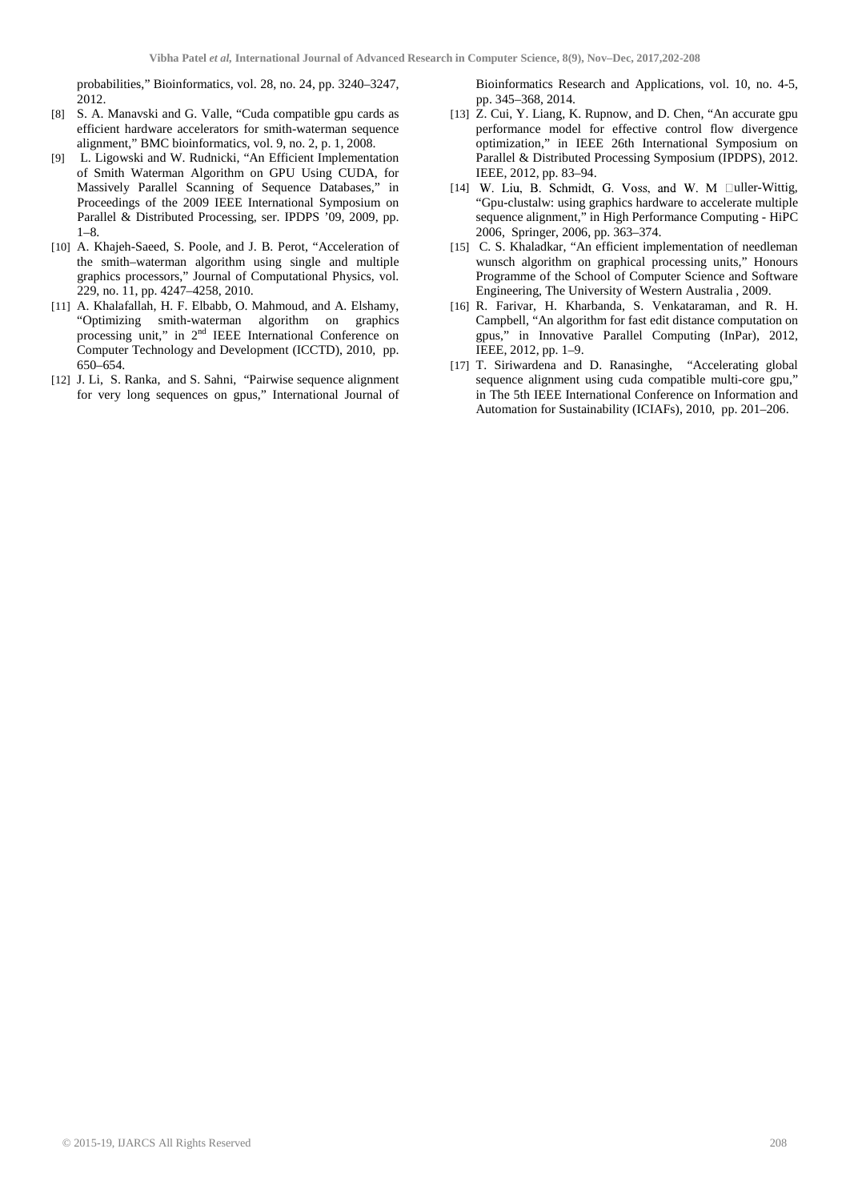probabilities," Bioinformatics, vol. 28, no. 24, pp. 3240–3247, 2012.

[8] S. A. Manavski and G. Valle, "Cuda compatible gpu cards as efficient hardware accelerators for smith-waterman sequence alignment," BMC bioinformatics, vol. 9, no. 2, p. 1, 2008.

[9] L. Ligowski and W. Rudnicki, "An Efficient Implementation of Smith Waterman Algorithm on GPU Using CUDA, for Massively Parallel Scanning of Sequence Databases," in Proceedings of the 2009 IEEE International Symposium on Parallel & Distributed Processing, ser. IPDPS '09, 2009, pp. 1–8.

[10] A. Khajeh-Saeed, S. Poole, and J. B. Perot, "Acceleration of the smith–waterman algorithm using single and multiple graphics processors," Journal of Computational Physics, vol. 229, no. 11, pp. 4247–4258, 2010.

[11] A. Khalafallah, H. F. Elbabb, O. Mahmoud, and A. Elshamy, "Optimizing smith-waterman algorithm on graphics processing unit," in 2nd IEEE International Conference on Computer Technology and Development (ICCTD), 2010, pp. 650–654.

[12] J. Li, S. Ranka, and S. Sahni, "Pairwise sequence alignment for very long sequences on gpus," International Journal of Bioinformatics Research and Applications, vol. 10, no. 4-5, pp. 345–368, 2014.

[13] Z. Cui, Y. Liang, K. Rupnow, and D. Chen, "An accurate gpu performance model for effective control flow divergence optimization," in IEEE 26th International Symposium on Parallel & Distributed Processing Symposium (IPDPS), 2012. IEEE, 2012, pp. 83–94.

[14] W. Liu, B. Schmidt, G. Voss, and W. M uller-Wittig, "Gpu-clustalw: using graphics hardware to accelerate multiple sequence alignment," in High Performance Computing - HiPC 2006, Springer, 2006, pp. 363–374.

[15] C. S. Khaladkar, "An efficient implementation of needleman wunsch algorithm on graphical processing units," Honours Programme of the School of Computer Science and Software Engineering, The University of Western Australia , 2009.

[16] R. Farivar, H. Kharbanda, S. Venkataraman, and R. H. Campbell, "An algorithm for fast edit distance computation on gpus," in Innovative Parallel Computing (InPar), 2012, IEEE, 2012, pp. 1–9.

[17] T. Siriwardena and D. Ranasinghe, "Accelerating global sequence alignment using cuda compatible multi-core gpu," in The 5th IEEE International Conference on Information and Automation for Sustainability (ICIAFs), 2010, pp. 201–206.